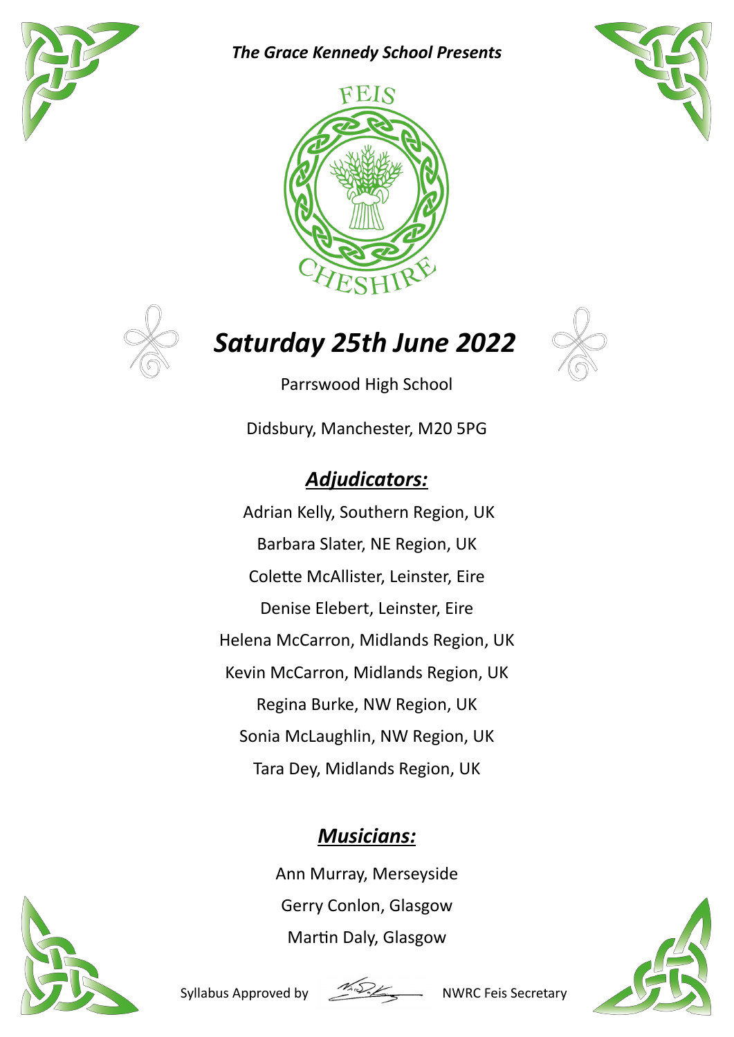*The Grace Kennedy School Presents*

FEIS

CHESHIRE

# *Saturday 25th June 2022*

Parrswood High School

Didsbury, Manchester, M20 5PG

## ***Adjudicators:***

Adrian Kelly, Southern Region, UK

Barbara Slater, NE Region, UK

Colette McAllister, Leinster, Eire

Denise Elebert, Leinster, Eire

Helena McCarron, Midlands Region, UK

Kevin McCarron, Midlands Region, UK

Regina Burke, NW Region, UK

Sonia McLaughlin, NW Region, UK

Tara Dey, Midlands Region, UK

## ***Musicians:***

Ann Murray, Merseyside

Gerry Conlon, Glasgow

Martin Daly, Glasgow

Syllabus Approved by ______ NWRC Feis Secretary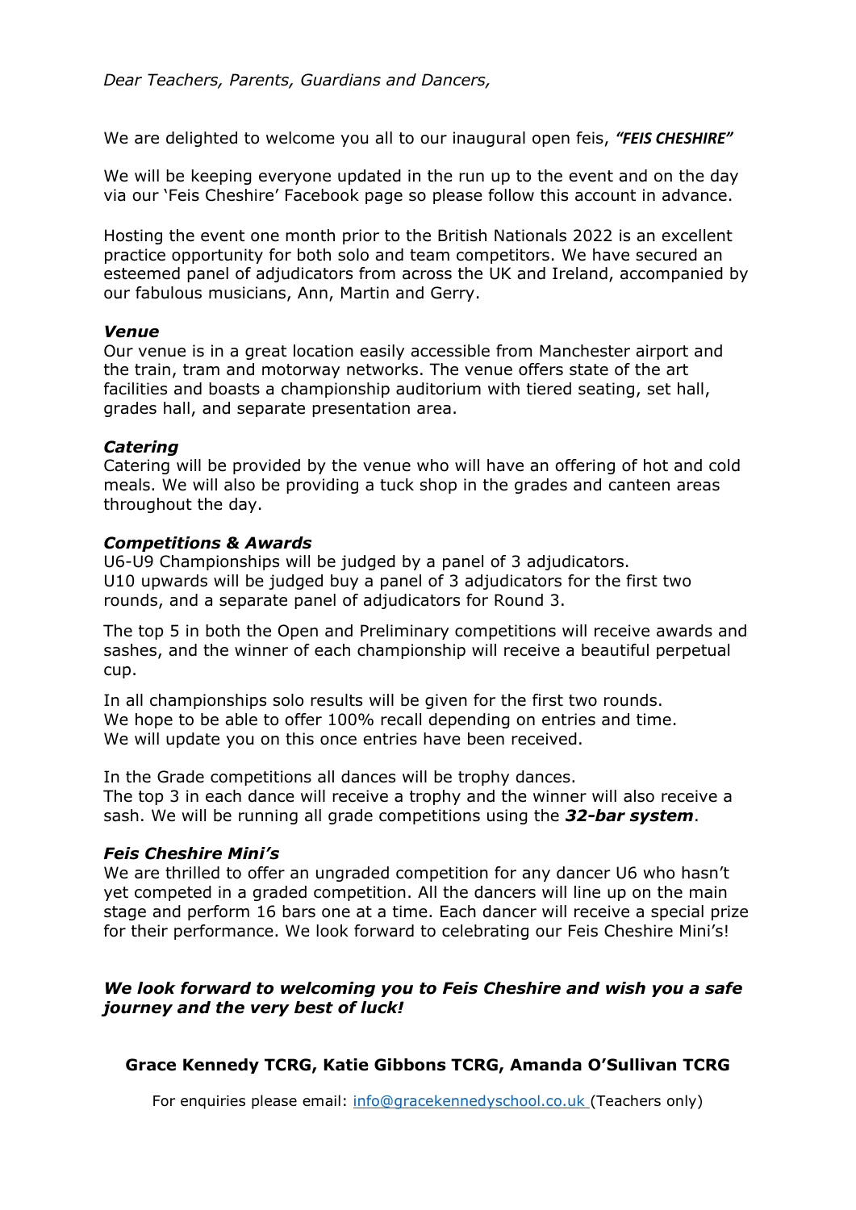*Dear Teachers, Parents, Guardians and Dancers,*

We are delighted to welcome you all to our inaugural open feis, ***"FEIS CHESHIRE"***

We will be keeping everyone updated in the run up to the event and on the day via our 'Feis Cheshire' Facebook page so please follow this account in advance.

Hosting the event one month prior to the British Nationals 2022 is an excellent practice opportunity for both solo and team competitors. We have secured an esteemed panel of adjudicators from across the UK and Ireland, accompanied by our fabulous musicians, Ann, Martin and Gerry.

***Venue***

Our venue is in a great location easily accessible from Manchester airport and the train, tram and motorway networks. The venue offers state of the art facilities and boasts a championship auditorium with tiered seating, set hall, grades hall, and separate presentation area.

***Catering***

Catering will be provided by the venue who will have an offering of hot and cold meals. We will also be providing a tuck shop in the grades and canteen areas throughout the day.

***Competitions & Awards***

U6-U9 Championships will be judged by a panel of 3 adjudicators.
U10 upwards will be judged buy a panel of 3 adjudicators for the first two rounds, and a separate panel of adjudicators for Round 3.

The top 5 in both the Open and Preliminary competitions will receive awards and sashes, and the winner of each championship will receive a beautiful perpetual cup.

In all championships solo results will be given for the first two rounds.
We hope to be able to offer 100% recall depending on entries and time.
We will update you on this once entries have been received.

In the Grade competitions all dances will be trophy dances.
The top 3 in each dance will receive a trophy and the winner will also receive a sash. We will be running all grade competitions using the ***32-bar system***.

***Feis Cheshire Mini's***

We are thrilled to offer an ungraded competition for any dancer U6 who hasn't yet competed in a graded competition. All the dancers will line up on the main stage and perform 16 bars one at a time. Each dancer will receive a special prize for their performance. We look forward to celebrating our Feis Cheshire Mini's!

***We look forward to welcoming you to Feis Cheshire and wish you a safe journey and the very best of luck!***

**Grace Kennedy TCRG, Katie Gibbons TCRG, Amanda O'Sullivan TCRG**

For enquiries please email: info@gracekennedyschool.co.uk (Teachers only)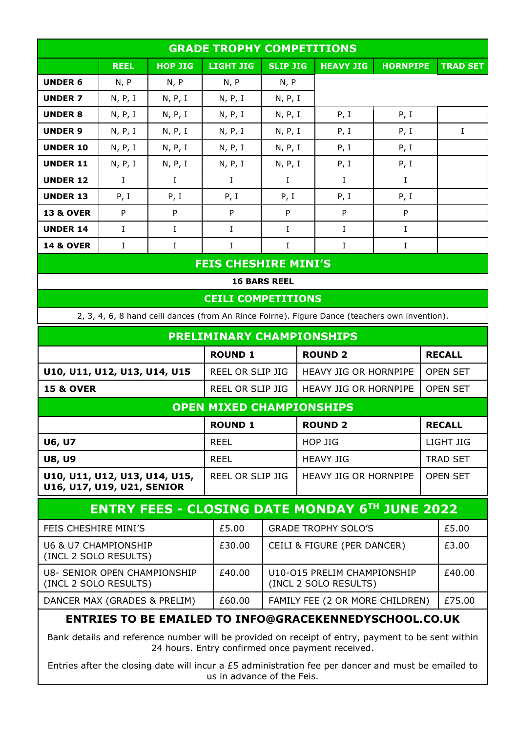## GRADE TROPHY COMPETITIONS

| | REEL | HOP JIG | LIGHT JIG | SLIP JIG | HEAVY JIG | HORNPIPE | TRAD SET |
|---|---|---|---|---|---|---|---|
| **UNDER 6** | N, P | N, P | N, P | N, P | | | |
| **UNDER 7** | N, P, I | N, P, I | N, P, I | N, P, I | | | |
| **UNDER 8** | N, P, I | N, P, I | N, P, I | N, P, I | P, I | P, I | |
| **UNDER 9** | N, P, I | N, P, I | N, P, I | N, P, I | P, I | P, I | I |
| **UNDER 10** | N, P, I | N, P, I | N, P, I | N, P, I | P, I | P, I | |
| **UNDER 11** | N, P, I | N, P, I | N, P, I | N, P, I | P, I | P, I | |
| **UNDER 12** | I | I | I | I | I | I | |
| **UNDER 13** | P, I | P, I | P, I | P, I | P, I | P, I | |
| **13 & OVER** | P | P | P | P | P | P | |
| **UNDER 14** | I | I | I | I | I | I | |
| **14 & OVER** | I | I | I | I | I | I | |

## FEIS CHESHIRE MINI'S

**16 BARS REEL**

## CEILI COMPETITIONS

2, 3, 4, 6, 8 hand ceili dances (from An Rince Foirne). Figure Dance (teachers own invention).

## PRELIMINARY CHAMPIONSHIPS

| | ROUND 1 | ROUND 2 | RECALL |
|---|---|---|---|
| **U10, U11, U12, U13, U14, U15** | REEL OR SLIP JIG | HEAVY JIG OR HORNPIPE | OPEN SET |
| **15 & OVER** | REEL OR SLIP JIG | HEAVY JIG OR HORNPIPE | OPEN SET |

## OPEN MIXED CHAMPIONSHIPS

| | ROUND 1 | ROUND 2 | RECALL |
|---|---|---|---|
| **U6, U7** | REEL | HOP JIG | LIGHT JIG |
| **U8, U9** | REEL | HEAVY JIG | TRAD SET |
| **U10, U11, U12, U13, U14, U15, U16, U17, U19, U21, SENIOR** | REEL OR SLIP JIG | HEAVY JIG OR HORNPIPE | OPEN SET |

## ENTRY FEES - CLOSING DATE MONDAY 6TH JUNE 2022

| | | | |
|---|---|---|---|
| FEIS CHESHIRE MINI'S | £5.00 | GRADE TROPHY SOLO'S | £5.00 |
| U6 & U7 CHAMPIONSHIP (INCL 2 SOLO RESULTS) | £30.00 | CEILI & FIGURE (PER DANCER) | £3.00 |
| U8- SENIOR OPEN CHAMPIONSHIP (INCL 2 SOLO RESULTS) | £40.00 | U10-O15 PRELIM CHAMPIONSHIP (INCL 2 SOLO RESULTS) | £40.00 |
| DANCER MAX (GRADES & PRELIM) | £60.00 | FAMILY FEE (2 OR MORE CHILDREN) | £75.00 |

**ENTRIES TO BE EMAILED TO INFO@GRACEKENNEDYSCHOOL.CO.UK**

Bank details and reference number will be provided on receipt of entry, payment to be sent within 24 hours. Entry confirmed once payment received.

Entries after the closing date will incur a £5 administration fee per dancer and must be emailed to us in advance of the Feis.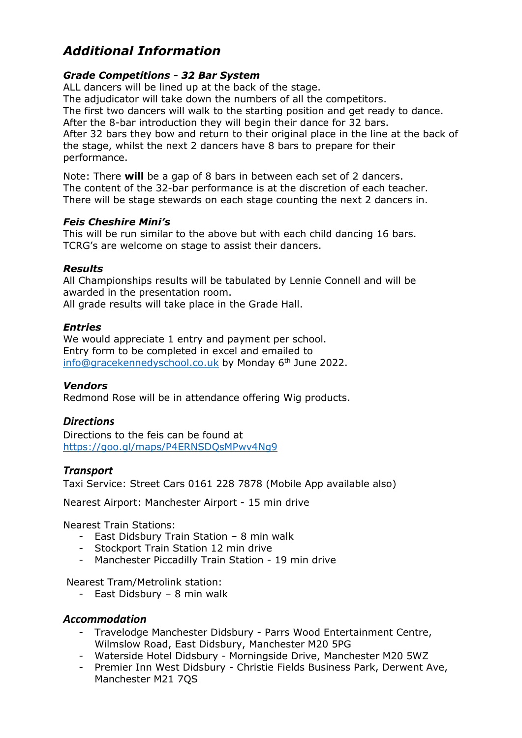# *Additional Information*

### *Grade Competitions - 32 Bar System*

ALL dancers will be lined up at the back of the stage.
The adjudicator will take down the numbers of all the competitors.
The first two dancers will walk to the starting position and get ready to dance.
After the 8-bar introduction they will begin their dance for 32 bars.
After 32 bars they bow and return to their original place in the line at the back of the stage, whilst the next 2 dancers have 8 bars to prepare for their performance.

Note: There **will** be a gap of 8 bars in between each set of 2 dancers.
The content of the 32-bar performance is at the discretion of each teacher.
There will be stage stewards on each stage counting the next 2 dancers in.

### *Feis Cheshire Mini's*

This will be run similar to the above but with each child dancing 16 bars.
TCRG's are welcome on stage to assist their dancers.

### *Results*

All Championships results will be tabulated by Lennie Connell and will be awarded in the presentation room.
All grade results will take place in the Grade Hall.

### *Entries*

We would appreciate 1 entry and payment per school.
Entry form to be completed in excel and emailed to [info@gracekennedyschool.co.uk](mailto:info@gracekennedyschool.co.uk) by Monday 6th June 2022.

### *Vendors*

Redmond Rose will be in attendance offering Wig products.

### *Directions*

Directions to the feis can be found at [https://goo.gl/maps/P4ERNSDQsMPwv4Ng9](https://goo.gl/maps/P4ERNSDQsMPwv4Ng9)

### *Transport*

Taxi Service: Street Cars 0161 228 7878 (Mobile App available also)

Nearest Airport: Manchester Airport - 15 min drive

Nearest Train Stations:

- East Didsbury Train Station – 8 min walk
- Stockport Train Station 12 min drive
- Manchester Piccadilly Train Station - 19 min drive

Nearest Tram/Metrolink station:

- East Didsbury – 8 min walk

### *Accommodation*

- Travelodge Manchester Didsbury - Parrs Wood Entertainment Centre, Wilmslow Road, East Didsbury, Manchester M20 5PG
- Waterside Hotel Didsbury - Morningside Drive, Manchester M20 5WZ
- Premier Inn West Didsbury - Christie Fields Business Park, Derwent Ave, Manchester M21 7QS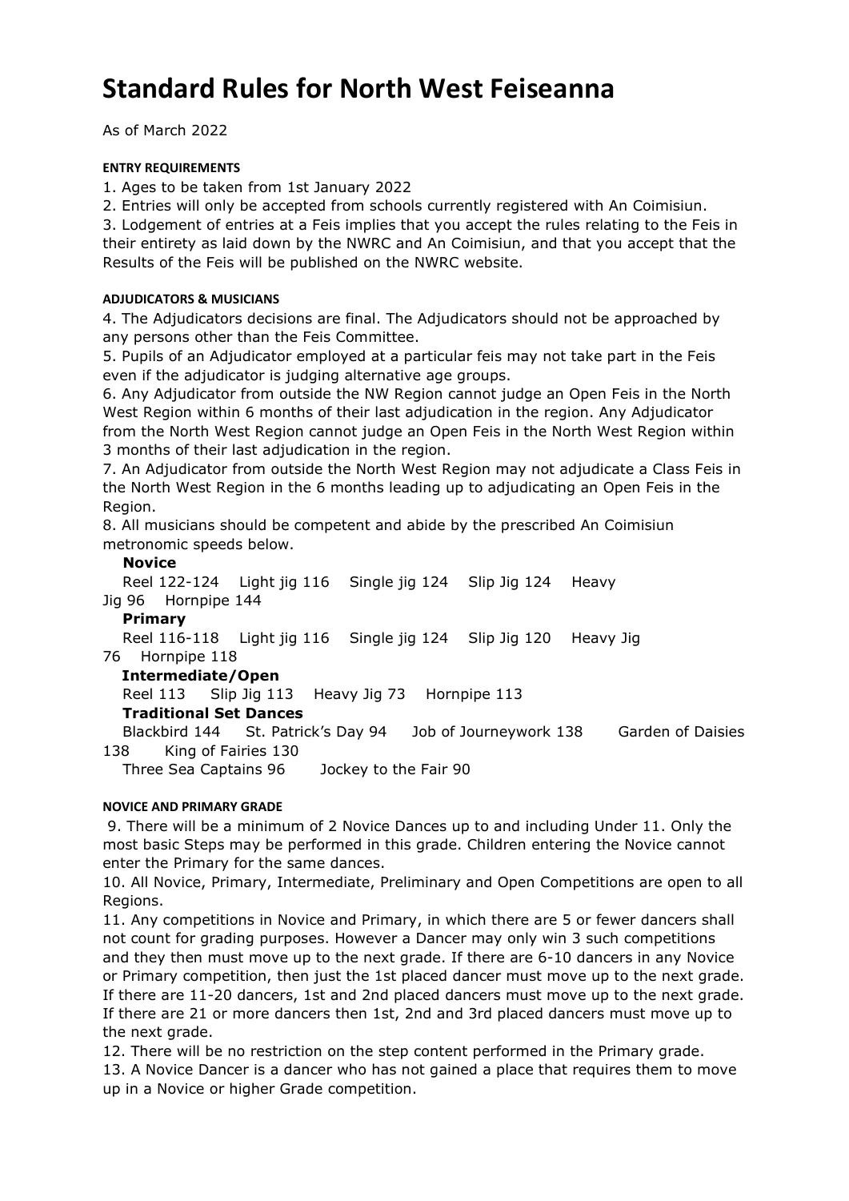# Standard Rules for North West Feiseanna

As of March 2022

#### ENTRY REQUIREMENTS

1. Ages to be taken from 1st January 2022
2. Entries will only be accepted from schools currently registered with An Coimisiun.
3. Lodgement of entries at a Feis implies that you accept the rules relating to the Feis in their entirety as laid down by the NWRC and An Coimisiun, and that you accept that the Results of the Feis will be published on the NWRC website.

#### ADJUDICATORS & MUSICIANS

4. The Adjudicators decisions are final. The Adjudicators should not be approached by any persons other than the Feis Committee.
5. Pupils of an Adjudicator employed at a particular feis may not take part in the Feis even if the adjudicator is judging alternative age groups.
6. Any Adjudicator from outside the NW Region cannot judge an Open Feis in the North West Region within 6 months of their last adjudication in the region. Any Adjudicator from the North West Region cannot judge an Open Feis in the North West Region within 3 months of their last adjudication in the region.
7. An Adjudicator from outside the North West Region may not adjudicate a Class Feis in the North West Region in the 6 months leading up to adjudicating an Open Feis in the Region.
8. All musicians should be competent and abide by the prescribed An Coimisiun metronomic speeds below.

**Novice**

Reel 122-124 Light jig 116 Single jig 124 Slip Jig 124 Heavy Jig 96 Hornpipe 144

**Primary**

Reel 116-118 Light jig 116 Single jig 124 Slip Jig 120 Heavy Jig 76 Hornpipe 118

**Intermediate/Open**

Reel 113 Slip Jig 113 Heavy Jig 73 Hornpipe 113

**Traditional Set Dances**

Blackbird 144 St. Patrick's Day 94 Job of Journeywork 138 Garden of Daisies 138 King of Fairies 130

Three Sea Captains 96 Jockey to the Fair 90

#### NOVICE AND PRIMARY GRADE

9. There will be a minimum of 2 Novice Dances up to and including Under 11. Only the most basic Steps may be performed in this grade. Children entering the Novice cannot enter the Primary for the same dances.
10. All Novice, Primary, Intermediate, Preliminary and Open Competitions are open to all Regions.
11. Any competitions in Novice and Primary, in which there are 5 or fewer dancers shall not count for grading purposes. However a Dancer may only win 3 such competitions and they then must move up to the next grade. If there are 6-10 dancers in any Novice or Primary competition, then just the 1st placed dancer must move up to the next grade. If there are 11-20 dancers, 1st and 2nd placed dancers must move up to the next grade. If there are 21 or more dancers then 1st, 2nd and 3rd placed dancers must move up to the next grade.
12. There will be no restriction on the step content performed in the Primary grade.
13. A Novice Dancer is a dancer who has not gained a place that requires them to move up in a Novice or higher Grade competition.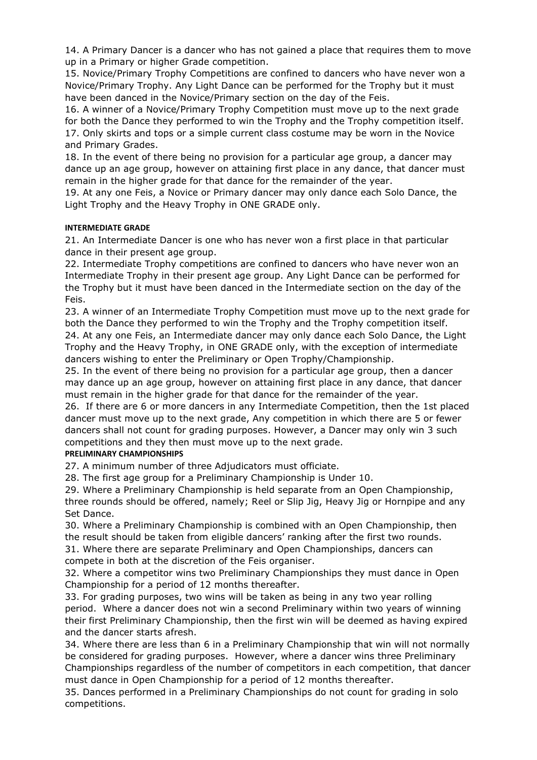14. A Primary Dancer is a dancer who has not gained a place that requires them to move up in a Primary or higher Grade competition.

15. Novice/Primary Trophy Competitions are confined to dancers who have never won a Novice/Primary Trophy. Any Light Dance can be performed for the Trophy but it must have been danced in the Novice/Primary section on the day of the Feis.

16. A winner of a Novice/Primary Trophy Competition must move up to the next grade for both the Dance they performed to win the Trophy and the Trophy competition itself.

17. Only skirts and tops or a simple current class costume may be worn in the Novice and Primary Grades.

18. In the event of there being no provision for a particular age group, a dancer may dance up an age group, however on attaining first place in any dance, that dancer must remain in the higher grade for that dance for the remainder of the year.

19. At any one Feis, a Novice or Primary dancer may only dance each Solo Dance, the Light Trophy and the Heavy Trophy in ONE GRADE only.

#### INTERMEDIATE GRADE

21. An Intermediate Dancer is one who has never won a first place in that particular dance in their present age group.

22. Intermediate Trophy competitions are confined to dancers who have never won an Intermediate Trophy in their present age group. Any Light Dance can be performed for the Trophy but it must have been danced in the Intermediate section on the day of the Feis.

23. A winner of an Intermediate Trophy Competition must move up to the next grade for both the Dance they performed to win the Trophy and the Trophy competition itself.

24. At any one Feis, an Intermediate dancer may only dance each Solo Dance, the Light Trophy and the Heavy Trophy, in ONE GRADE only, with the exception of intermediate dancers wishing to enter the Preliminary or Open Trophy/Championship.

25. In the event of there being no provision for a particular age group, then a dancer may dance up an age group, however on attaining first place in any dance, that dancer must remain in the higher grade for that dance for the remainder of the year.

26. If there are 6 or more dancers in any Intermediate Competition, then the 1st placed dancer must move up to the next grade, Any competition in which there are 5 or fewer dancers shall not count for grading purposes. However, a Dancer may only win 3 such competitions and they then must move up to the next grade.

#### PRELIMINARY CHAMPIONSHIPS

27. A minimum number of three Adjudicators must officiate.

28. The first age group for a Preliminary Championship is Under 10.

29. Where a Preliminary Championship is held separate from an Open Championship, three rounds should be offered, namely; Reel or Slip Jig, Heavy Jig or Hornpipe and any Set Dance.

30. Where a Preliminary Championship is combined with an Open Championship, then the result should be taken from eligible dancers' ranking after the first two rounds.

31. Where there are separate Preliminary and Open Championships, dancers can compete in both at the discretion of the Feis organiser.

32. Where a competitor wins two Preliminary Championships they must dance in Open Championship for a period of 12 months thereafter.

33. For grading purposes, two wins will be taken as being in any two year rolling period. Where a dancer does not win a second Preliminary within two years of winning their first Preliminary Championship, then the first win will be deemed as having expired and the dancer starts afresh.

34. Where there are less than 6 in a Preliminary Championship that win will not normally be considered for grading purposes. However, where a dancer wins three Preliminary Championships regardless of the number of competitors in each competition, that dancer must dance in Open Championship for a period of 12 months thereafter.

35. Dances performed in a Preliminary Championships do not count for grading in solo competitions.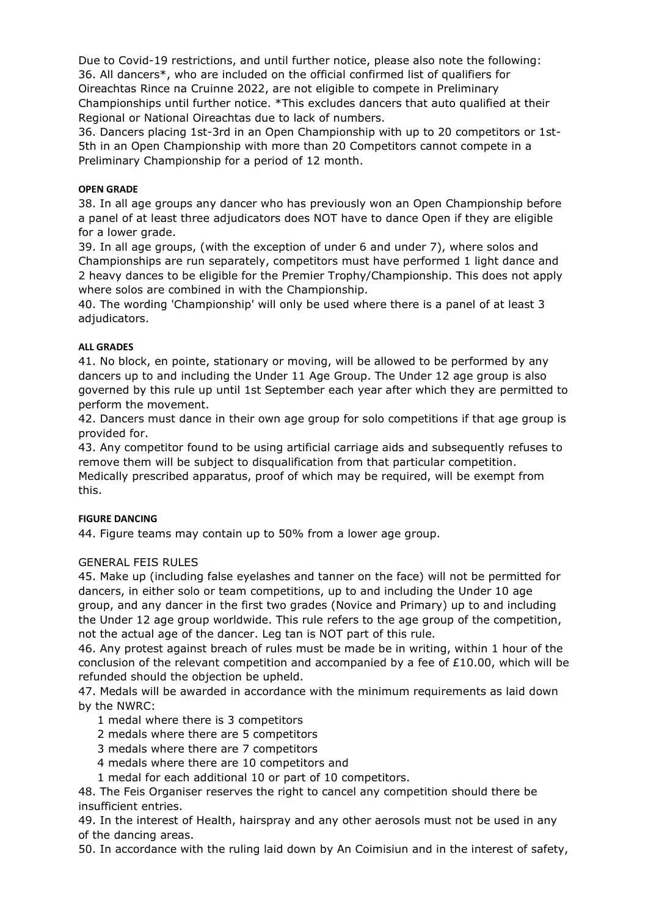Due to Covid-19 restrictions, and until further notice, please also note the following:
36. All dancers*, who are included on the official confirmed list of qualifiers for Oireachtas Rince na Cruinne 2022, are not eligible to compete in Preliminary Championships until further notice. *This excludes dancers that auto qualified at their Regional or National Oireachtas due to lack of numbers.
36. Dancers placing 1st-3rd in an Open Championship with up to 20 competitors or 1st-5th in an Open Championship with more than 20 Competitors cannot compete in a Preliminary Championship for a period of 12 month.

#### OPEN GRADE

38. In all age groups any dancer who has previously won an Open Championship before a panel of at least three adjudicators does NOT have to dance Open if they are eligible for a lower grade.
39. In all age groups, (with the exception of under 6 and under 7), where solos and Championships are run separately, competitors must have performed 1 light dance and 2 heavy dances to be eligible for the Premier Trophy/Championship. This does not apply where solos are combined in with the Championship.
40. The wording 'Championship' will only be used where there is a panel of at least 3 adjudicators.

#### ALL GRADES

41. No block, en pointe, stationary or moving, will be allowed to be performed by any dancers up to and including the Under 11 Age Group. The Under 12 age group is also governed by this rule up until 1st September each year after which they are permitted to perform the movement.
42. Dancers must dance in their own age group for solo competitions if that age group is provided for.
43. Any competitor found to be using artificial carriage aids and subsequently refuses to remove them will be subject to disqualification from that particular competition. Medically prescribed apparatus, proof of which may be required, will be exempt from this.

#### FIGURE DANCING

44. Figure teams may contain up to 50% from a lower age group.

GENERAL FEIS RULES

45. Make up (including false eyelashes and tanner on the face) will not be permitted for dancers, in either solo or team competitions, up to and including the Under 10 age group, and any dancer in the first two grades (Novice and Primary) up to and including the Under 12 age group worldwide. This rule refers to the age group of the competition, not the actual age of the dancer. Leg tan is NOT part of this rule.
46. Any protest against breach of rules must be made be in writing, within 1 hour of the conclusion of the relevant competition and accompanied by a fee of £10.00, which will be refunded should the objection be upheld.
47. Medals will be awarded in accordance with the minimum requirements as laid down by the NWRC:

- 1 medal where there is 3 competitors
- 2 medals where there are 5 competitors
- 3 medals where there are 7 competitors
- 4 medals where there are 10 competitors and
- 1 medal for each additional 10 or part of 10 competitors.

48. The Feis Organiser reserves the right to cancel any competition should there be insufficient entries.
49. In the interest of Health, hairspray and any other aerosols must not be used in any of the dancing areas.
50. In accordance with the ruling laid down by An Coimisiun and in the interest of safety,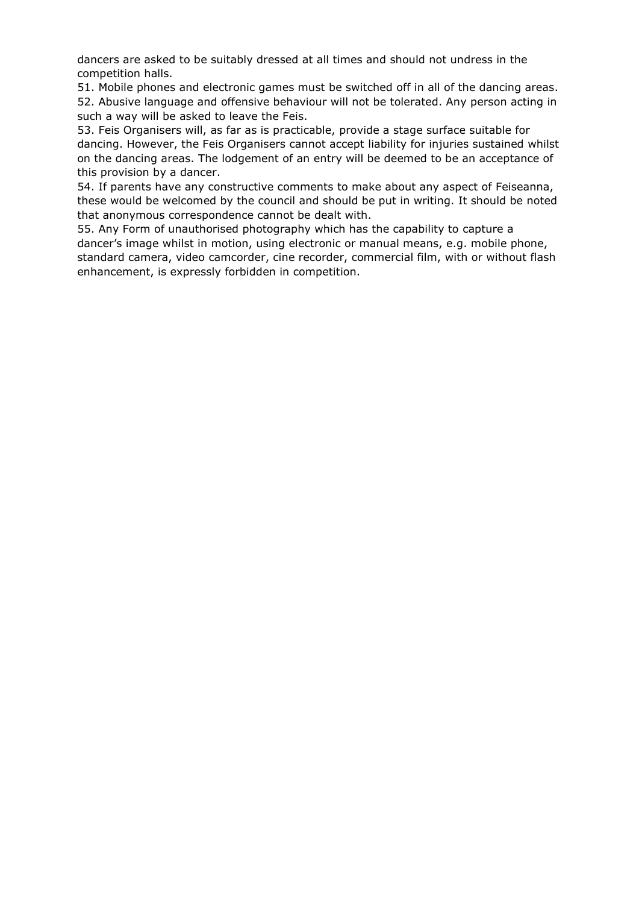dancers are asked to be suitably dressed at all times and should not undress in the competition halls.

51. Mobile phones and electronic games must be switched off in all of the dancing areas.

52. Abusive language and offensive behaviour will not be tolerated. Any person acting in such a way will be asked to leave the Feis.

53. Feis Organisers will, as far as is practicable, provide a stage surface suitable for dancing. However, the Feis Organisers cannot accept liability for injuries sustained whilst on the dancing areas. The lodgement of an entry will be deemed to be an acceptance of this provision by a dancer.

54. If parents have any constructive comments to make about any aspect of Feiseanna, these would be welcomed by the council and should be put in writing. It should be noted that anonymous correspondence cannot be dealt with.

55. Any Form of unauthorised photography which has the capability to capture a dancer's image whilst in motion, using electronic or manual means, e.g. mobile phone, standard camera, video camcorder, cine recorder, commercial film, with or without flash enhancement, is expressly forbidden in competition.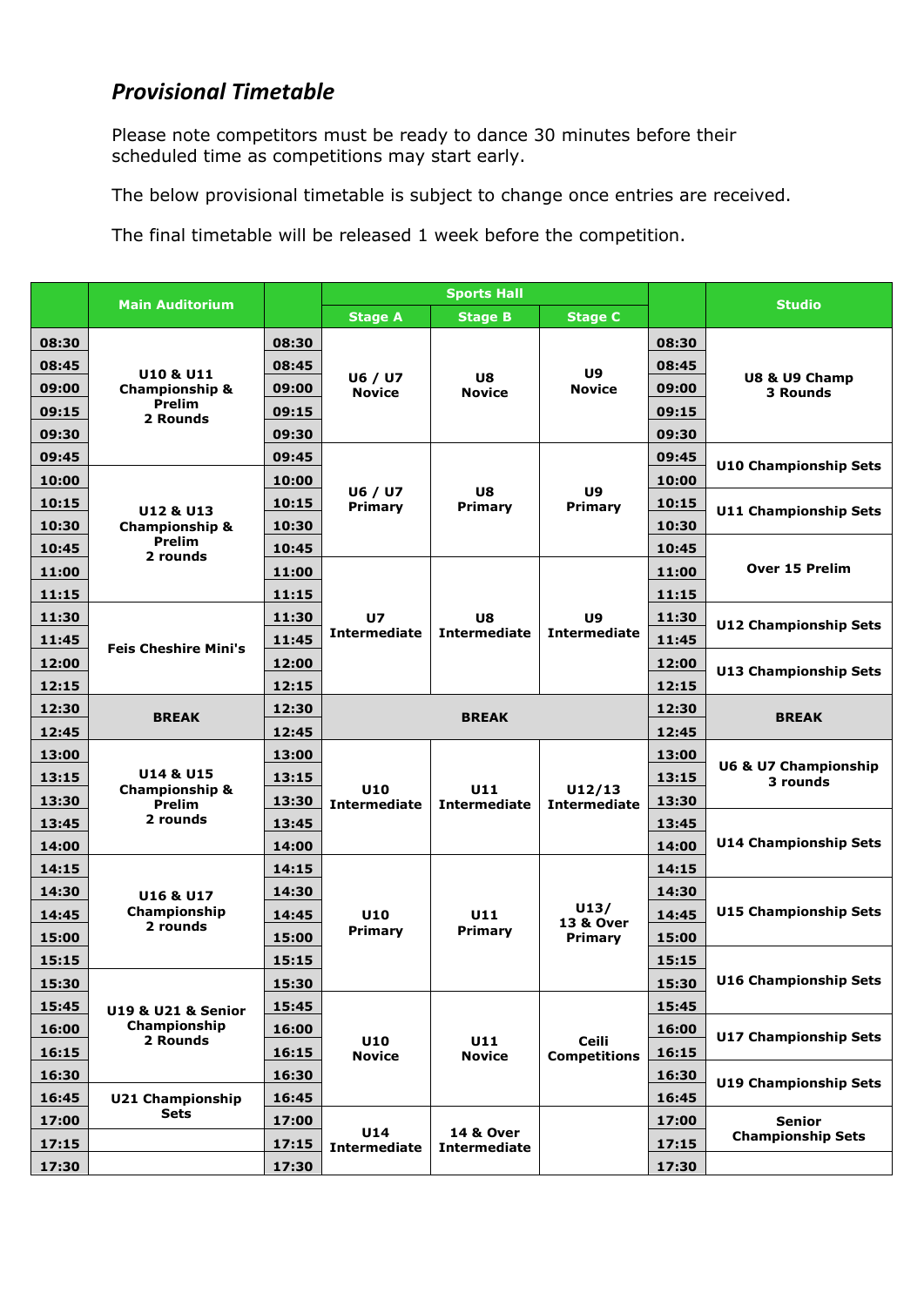## *Provisional Timetable*

Please note competitors must be ready to dance 30 minutes before their scheduled time as competitions may start early.

The below provisional timetable is subject to change once entries are received.

The final timetable will be released 1 week before the competition.

| | Main Auditorium | | Sports Hall | | | | Studio |
|---|---|---|---|---|---|---|---|
| | | | Stage A | Stage B | Stage C | | |
| 08:30 | U10 & U11 Championship & Prelim 2 Rounds | 08:30 | U6 / U7 Novice | U8 Novice | U9 Novice | 08:30 | U8 & U9 Champ 3 Rounds |
| 08:45 | | 08:45 | | | | 08:45 | |
| 09:00 | | 09:00 | | | | 09:00 | |
| 09:15 | | 09:15 | | | | 09:15 | |
| 09:30 | | 09:30 | | | | 09:30 | |
| 09:45 | | 09:45 | U6 / U7 Primary | U8 Primary | U9 Primary | 09:45 | U10 Championship Sets |
| 10:00 | U12 & U13 Championship & Prelim 2 rounds | 10:00 | | | | 10:00 | |
| 10:15 | | 10:15 | | | | 10:15 | U11 Championship Sets |
| 10:30 | | 10:30 | | | | 10:30 | |
| 10:45 | | 10:45 | | | | 10:45 | Over 15 Prelim |
| 11:00 | | 11:00 | U7 Intermediate | U8 Intermediate | U9 Intermediate | 11:00 | |
| 11:15 | | 11:15 | | | | 11:15 | |
| 11:30 | Feis Cheshire Mini's | 11:30 | | | | 11:30 | U12 Championship Sets |
| 11:45 | | 11:45 | | | | 11:45 | |
| 12:00 | | 12:00 | | | | 12:00 | U13 Championship Sets |
| 12:15 | | 12:15 | | | | 12:15 | |
| 12:30 | BREAK | 12:30 | BREAK | | | 12:30 | BREAK |
| 12:45 | | 12:45 | | | | 12:45 | |
| 13:00 | U14 & U15 Championship & Prelim 2 rounds | 13:00 | U10 Intermediate | U11 Intermediate | U12/13 Intermediate | 13:00 | U6 & U7 Championship 3 rounds |
| 13:15 | | 13:15 | | | | 13:15 | |
| 13:30 | | 13:30 | | | | 13:30 | |
| 13:45 | | 13:45 | | | | 13:45 | U14 Championship Sets |
| 14:00 | | 14:00 | | | | 14:00 | |
| 14:15 | U16 & U17 Championship 2 rounds | 14:15 | U10 Primary | U11 Primary | U13/ 13 & Over Primary | 14:15 | |
| 14:30 | | 14:30 | | | | 14:30 | U15 Championship Sets |
| 14:45 | | 14:45 | | | | 14:45 | |
| 15:00 | | 15:00 | | | | 15:00 | |
| 15:15 | | 15:15 | | | | 15:15 | U16 Championship Sets |
| 15:30 | U19 & U21 & Senior Championship 2 Rounds | 15:30 | | | | 15:30 | |
| 15:45 | | 15:45 | U10 Novice | U11 Novice | Ceili Competitions | 15:45 | |
| 16:00 | | 16:00 | | | | 16:00 | U17 Championship Sets |
| 16:15 | | 16:15 | | | | 16:15 | |
| 16:30 | | 16:30 | | | | 16:30 | U19 Championship Sets |
| 16:45 | U21 Championship Sets | 16:45 | | | | 16:45 | |
| 17:00 | | 17:00 | U14 Intermediate | 14 & Over Intermediate | | 17:00 | Senior Championship Sets |
| 17:15 | | 17:15 | | | | 17:15 | |
| 17:30 | | 17:30 | | | | 17:30 | |